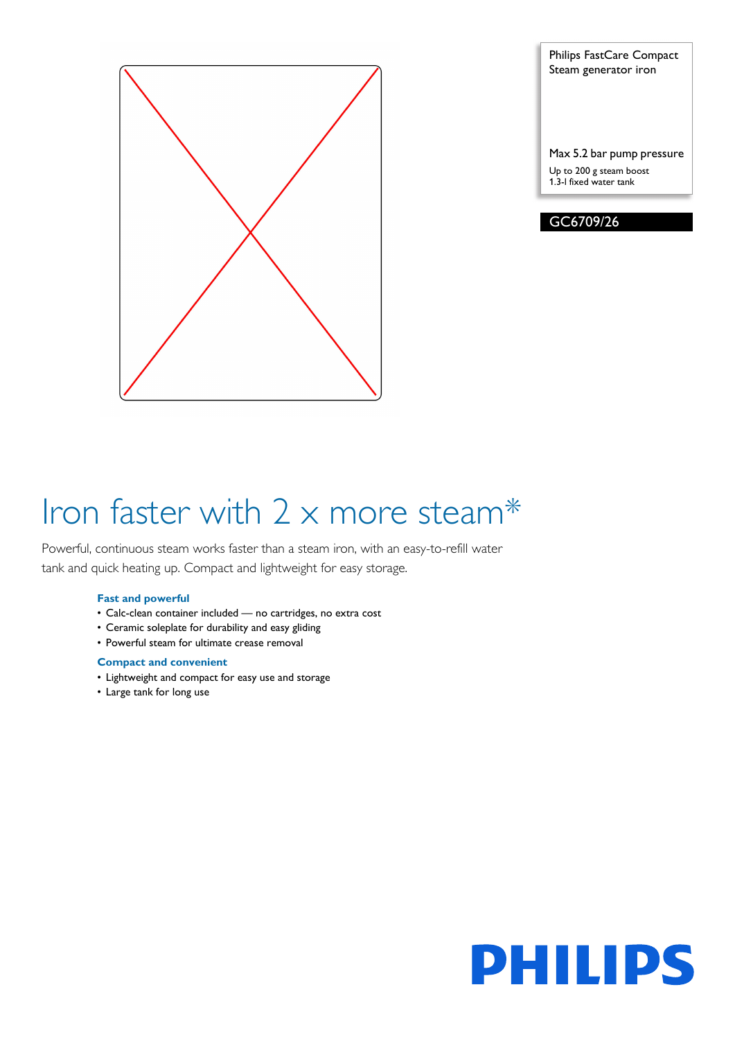Philips FastCare Compact
Steam generator iron

Max 5.2 bar pump pressure

Up to 200 g steam boost
1.3-l fixed water tank

**GC6709/26**

# Iron faster with 2 x more steam*

Powerful, continuous steam works faster than a steam iron, with an easy-to-refill water tank and quick heating up. Compact and lightweight for easy storage.

### Fast and powerful

- Calc-clean container included — no cartridges, no extra cost
- Ceramic soleplate for durability and easy gliding
- Powerful steam for ultimate crease removal

### Compact and convenient

- Lightweight and compact for easy use and storage
- Large tank for long use

PHILIPS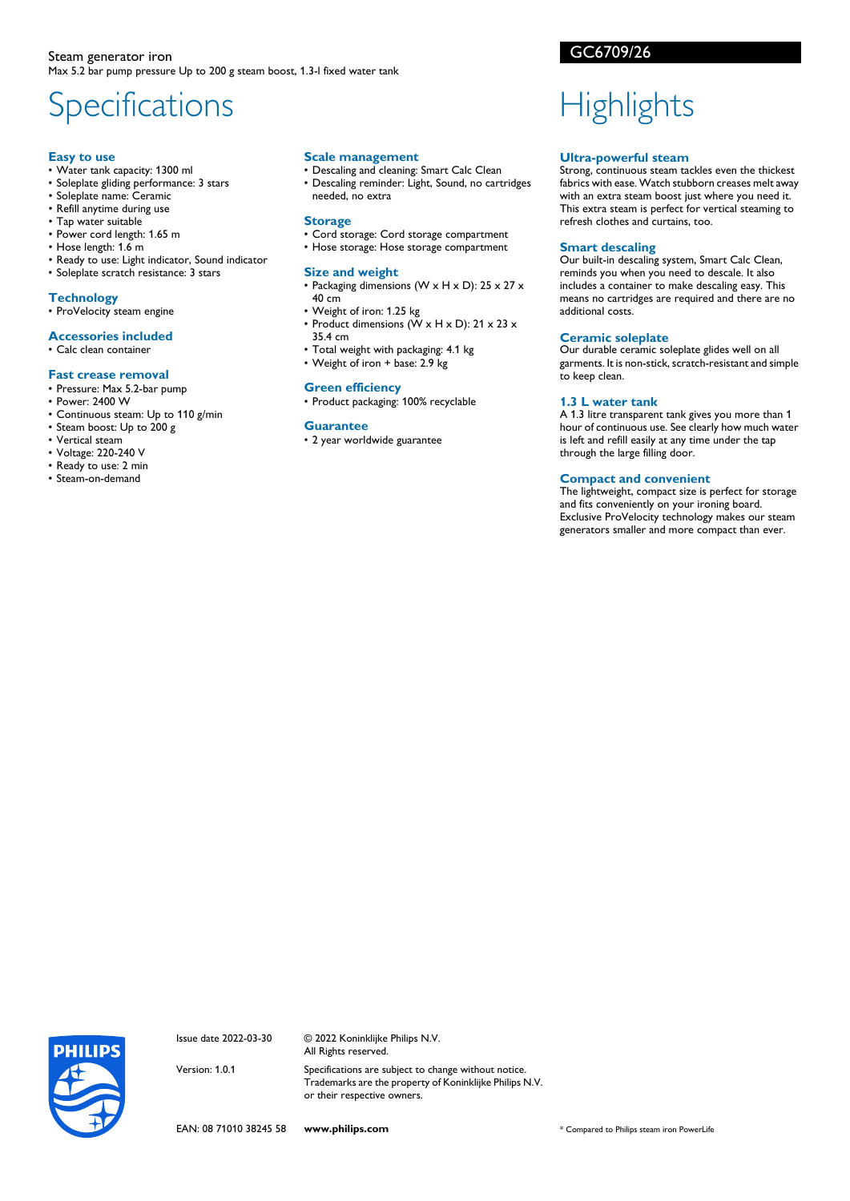Steam generator iron

Max 5.2 bar pump pressure Up to 200 g steam boost, 1.3-l fixed water tank

GC6709/26

# Specifications

### Easy to use

- Water tank capacity: 1300 ml
- Soleplate gliding performance: 3 stars
- Soleplate name: Ceramic
- Refill anytime during use
- Tap water suitable
- Power cord length: 1.65 m
- Hose length: 1.6 m
- Ready to use: Light indicator, Sound indicator
- Soleplate scratch resistance: 3 stars

### Technology

- ProVelocity steam engine

### Accessories included

- Calc clean container

### Fast crease removal

- Pressure: Max 5.2-bar pump
- Power: 2400 W
- Continuous steam: Up to 110 g/min
- Steam boost: Up to 200 g
- Vertical steam
- Voltage: 220-240 V
- Ready to use: 2 min
- Steam-on-demand

### Scale management

- Descaling and cleaning: Smart Calc Clean
- Descaling reminder: Light, Sound, no cartridges needed, no extra

### Storage

- Cord storage: Cord storage compartment
- Hose storage: Hose storage compartment

### Size and weight

- Packaging dimensions (W x H x D): 25 x 27 x 40 cm
- Weight of iron: 1.25 kg
- Product dimensions (W x H x D): 21 x 23 x 35.4 cm
- Total weight with packaging: 4.1 kg
- Weight of iron + base: 2.9 kg

### Green efficiency

- Product packaging: 100% recyclable

### Guarantee

- 2 year worldwide guarantee

# Highlights

### Ultra-powerful steam

Strong, continuous steam tackles even the thickest fabrics with ease. Watch stubborn creases melt away with an extra steam boost just where you need it. This extra steam is perfect for vertical steaming to refresh clothes and curtains, too.

### Smart descaling

Our built-in descaling system, Smart Calc Clean, reminds you when you need to descale. It also includes a container to make descaling easy. This means no cartridges are required and there are no additional costs.

### Ceramic soleplate

Our durable ceramic soleplate glides well on all garments. It is non-stick, scratch-resistant and simple to keep clean.

### 1.3 L water tank

A 1.3 litre transparent tank gives you more than 1 hour of continuous use. See clearly how much water is left and refill easily at any time under the tap through the large filling door.

### Compact and convenient

The lightweight, compact size is perfect for storage and fits conveniently on your ironing board. Exclusive ProVelocity technology makes our steam generators smaller and more compact than ever.

Issue date 2022-03-30

Version: 1.0.1

EAN: 08 71010 38245 58

© 2022 Koninklijke Philips N.V.
All Rights reserved.

Specifications are subject to change without notice. Trademarks are the property of Koninklijke Philips N.V. or their respective owners.

www.philips.com

\* Compared to Philips steam iron PowerLife